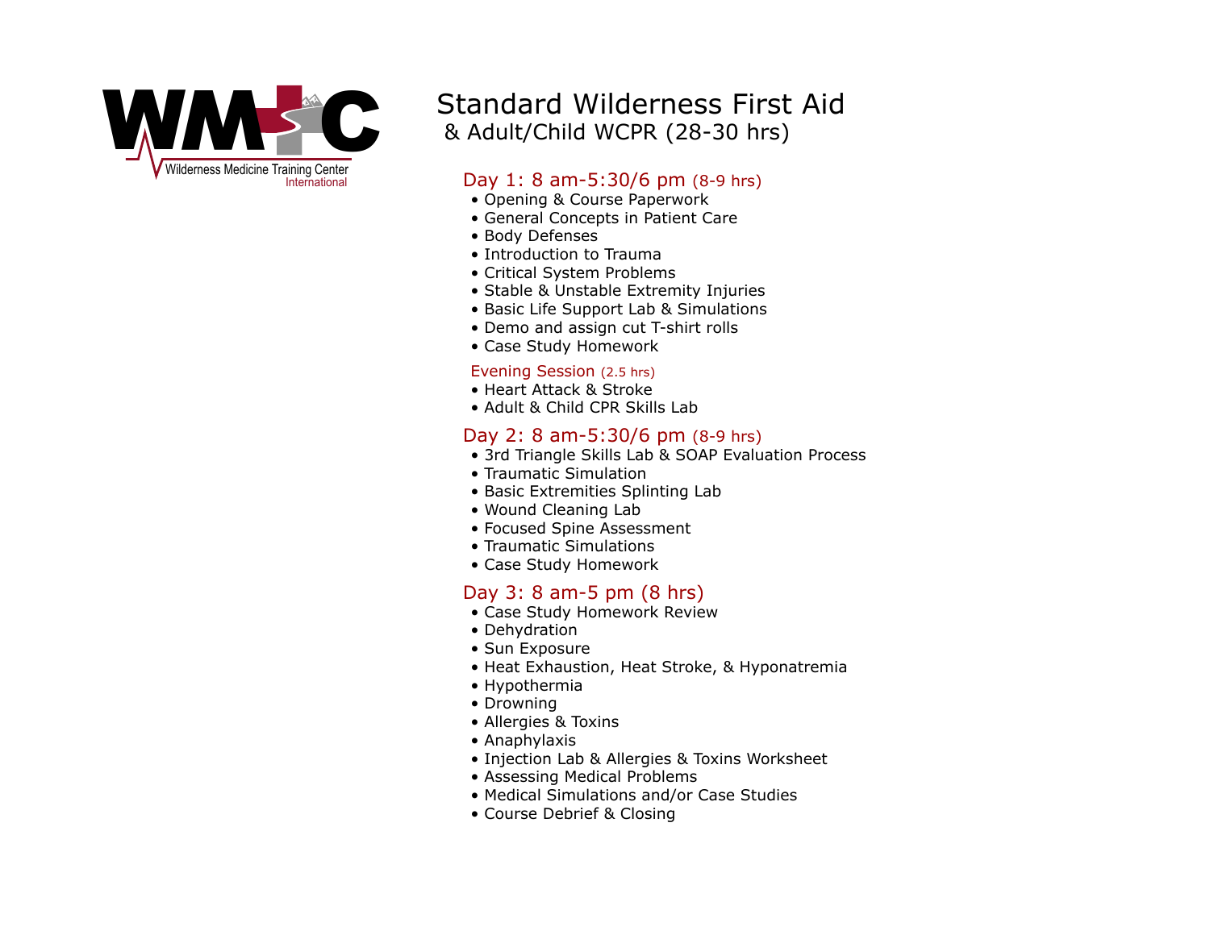WMTC

Wilderness Medicine Training Center International

# Standard Wilderness First Aid & Adult/Child WCPR (28-30 hrs)

## Day 1: 8 am-5:30/6 pm (8-9 hrs)

- Opening & Course Paperwork
- General Concepts in Patient Care
- Body Defenses
- Introduction to Trauma
- Critical System Problems
- Stable & Unstable Extremity Injuries
- Basic Life Support Lab & Simulations
- Demo and assign cut T-shirt rolls
- Case Study Homework

### Evening Session (2.5 hrs)

- Heart Attack & Stroke
- Adult & Child CPR Skills Lab

## Day 2: 8 am-5:30/6 pm (8-9 hrs)

- 3rd Triangle Skills Lab & SOAP Evaluation Process
- Traumatic Simulation
- Basic Extremities Splinting Lab
- Wound Cleaning Lab
- Focused Spine Assessment
- Traumatic Simulations
- Case Study Homework

## Day 3: 8 am-5 pm (8 hrs)

- Case Study Homework Review
- Dehydration
- Sun Exposure
- Heat Exhaustion, Heat Stroke, & Hyponatremia
- Hypothermia
- Drowning
- Allergies & Toxins
- Anaphylaxis
- Injection Lab & Allergies & Toxins Worksheet
- Assessing Medical Problems
- Medical Simulations and/or Case Studies
- Course Debrief & Closing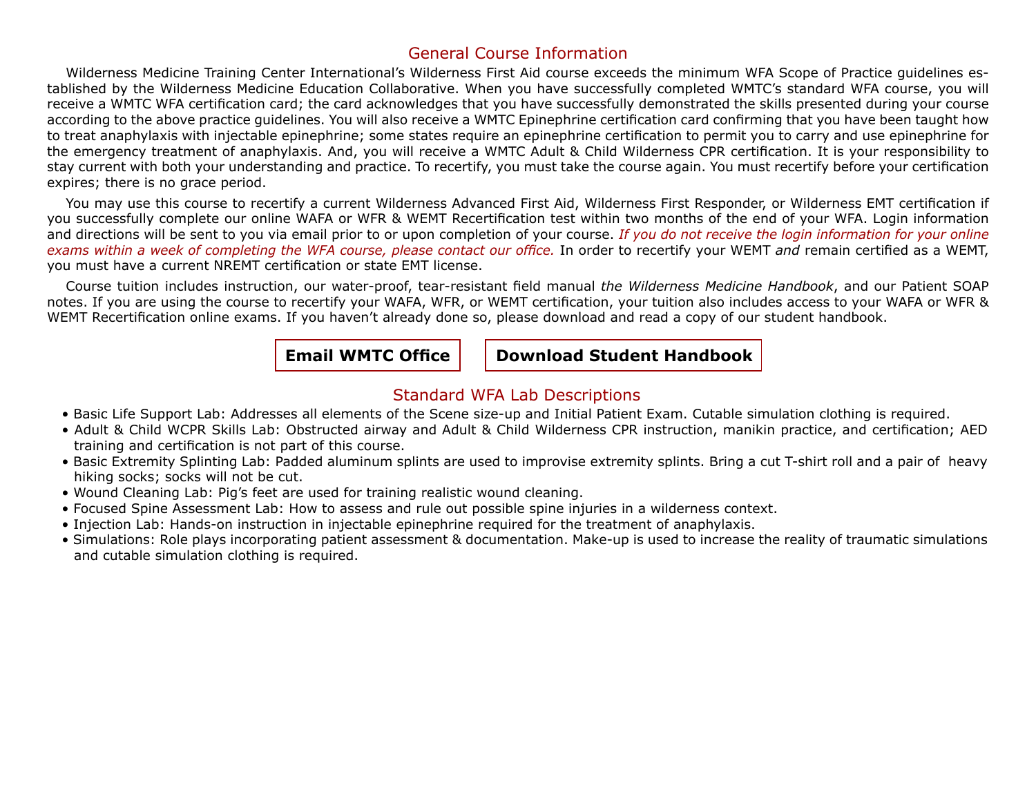## General Course Information

Wilderness Medicine Training Center International's Wilderness First Aid course exceeds the minimum WFA Scope of Practice guidelines established by the Wilderness Medicine Education Collaborative. When you have successfully completed WMTC's standard WFA course, you will receive a WMTC WFA certification card; the card acknowledges that you have successfully demonstrated the skills presented during your course according to the above practice guidelines. You will also receive a WMTC Epinephrine certification card confirming that you have been taught how to treat anaphylaxis with injectable epinephrine; some states require an epinephrine certification to permit you to carry and use epinephrine for the emergency treatment of anaphylaxis. And, you will receive a WMTC Adult & Child Wilderness CPR certification. It is your responsibility to stay current with both your understanding and practice. To recertify, you must take the course again. You must recertify before your certification expires; there is no grace period.

You may use this course to recertify a current Wilderness Advanced First Aid, Wilderness First Responder, or Wilderness EMT certification if you successfully complete our online WAFA or WFR & WEMT Recertification test within two months of the end of your WFA. Login information and directions will be sent to you via email prior to or upon completion of your course. *If you do not receive the login information for your online exams within a week of completing the WFA course, please contact our office.* In order to recertify your WEMT *and* remain certified as a WEMT, you must have a current NREMT certification or state EMT license.

Course tuition includes instruction, our water-proof, tear-resistant field manual *the Wilderness Medicine Handbook*, and our Patient SOAP notes. If you are using the course to recertify your WAFA, WFR, or WEMT certification, your tuition also includes access to your WAFA or WFR & WEMT Recertification online exams. If you haven't already done so, please download and read a copy of our student handbook.

**Email WMTC Office** **Download Student Handbook**

## Standard WFA Lab Descriptions

- Basic Life Support Lab: Addresses all elements of the Scene size-up and Initial Patient Exam. Cutable simulation clothing is required.
- Adult & Child WCPR Skills Lab: Obstructed airway and Adult & Child Wilderness CPR instruction, manikin practice, and certification; AED training and certification is not part of this course.
- Basic Extremity Splinting Lab: Padded aluminum splints are used to improvise extremity splints. Bring a cut T-shirt roll and a pair of heavy hiking socks; socks will not be cut.
- Wound Cleaning Lab: Pig's feet are used for training realistic wound cleaning.
- Focused Spine Assessment Lab: How to assess and rule out possible spine injuries in a wilderness context.
- Injection Lab: Hands-on instruction in injectable epinephrine required for the treatment of anaphylaxis.
- Simulations: Role plays incorporating patient assessment & documentation. Make-up is used to increase the reality of traumatic simulations and cutable simulation clothing is required.